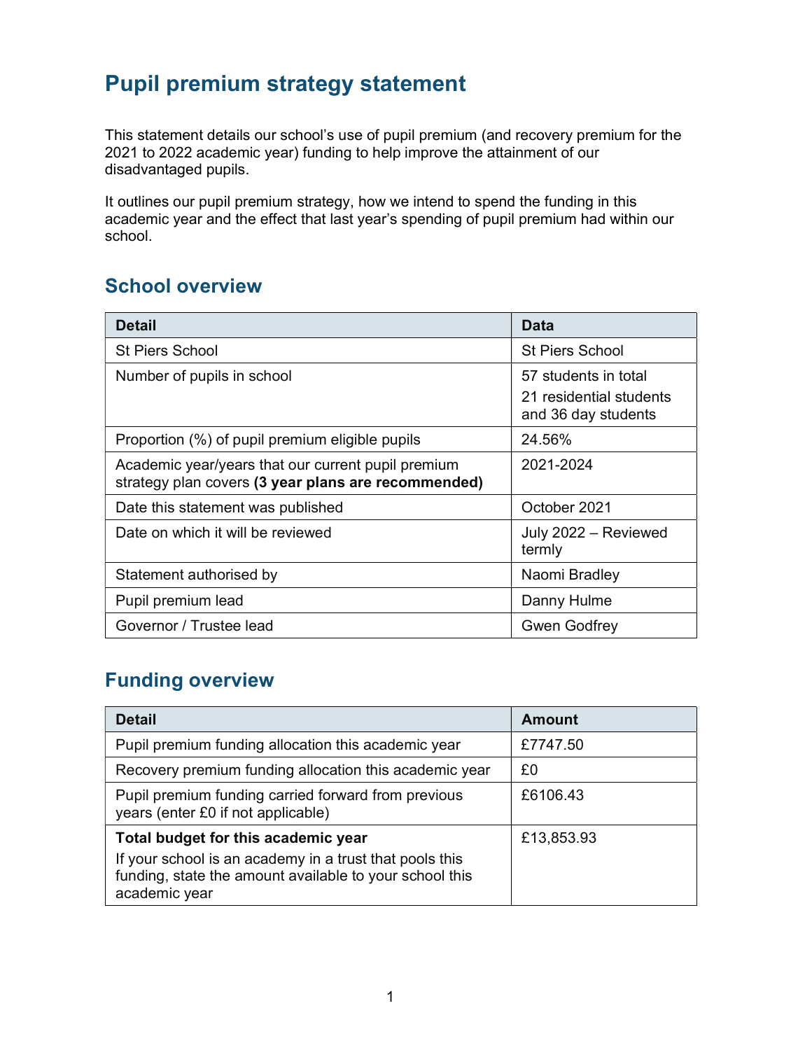# Pupil premium strategy statement

This statement details our school's use of pupil premium (and recovery premium for the 2021 to 2022 academic year) funding to help improve the attainment of our disadvantaged pupils.

It outlines our pupil premium strategy, how we intend to spend the funding in this academic year and the effect that last year's spending of pupil premium had within our school.

## School overview

| Detail | Data |
|---|---|
| St Piers School | St Piers School |
| Number of pupils in school | 57 students in total<br>21 residential students and 36 day students |
| Proportion (%) of pupil premium eligible pupils | 24.56% |
| Academic year/years that our current pupil premium strategy plan covers **(3 year plans are recommended)** | 2021-2024 |
| Date this statement was published | October 2021 |
| Date on which it will be reviewed | July 2022 – Reviewed termly |
| Statement authorised by | Naomi Bradley |
| Pupil premium lead | Danny Hulme |
| Governor / Trustee lead | Gwen Godfrey |

## Funding overview

| Detail | Amount |
|---|---|
| Pupil premium funding allocation this academic year | £7747.50 |
| Recovery premium funding allocation this academic year | £0 |
| Pupil premium funding carried forward from previous years (enter £0 if not applicable) | £6106.43 |
| **Total budget for this academic year**<br>If your school is an academy in a trust that pools this funding, state the amount available to your school this academic year | £13,853.93 |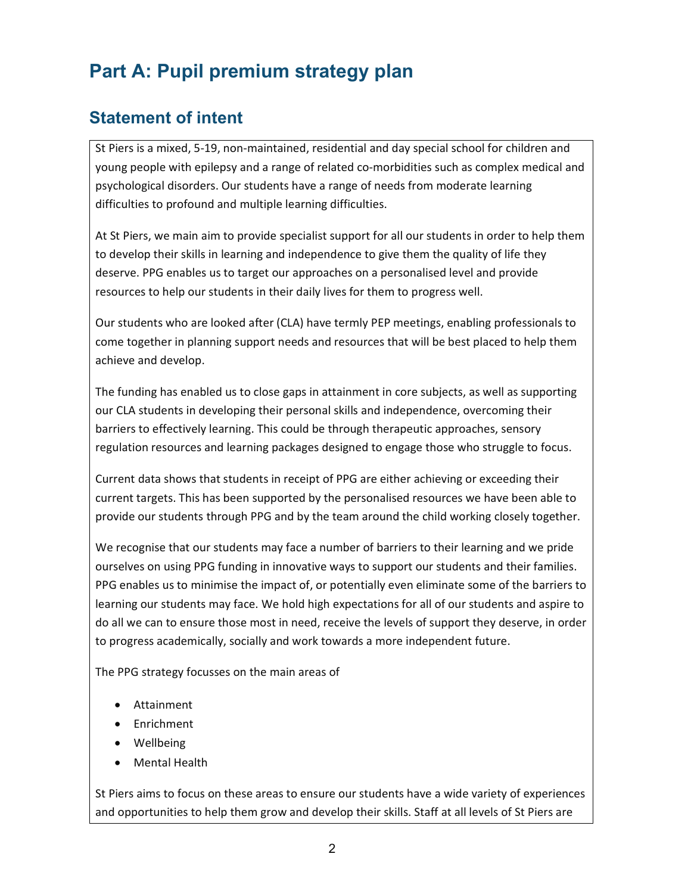# Part A: Pupil premium strategy plan

## Statement of intent

St Piers is a mixed, 5-19, non-maintained, residential and day special school for children and young people with epilepsy and a range of related co-morbidities such as complex medical and psychological disorders. Our students have a range of needs from moderate learning difficulties to profound and multiple learning difficulties.

At St Piers, we main aim to provide specialist support for all our students in order to help them to develop their skills in learning and independence to give them the quality of life they deserve. PPG enables us to target our approaches on a personalised level and provide resources to help our students in their daily lives for them to progress well.

Our students who are looked after (CLA) have termly PEP meetings, enabling professionals to come together in planning support needs and resources that will be best placed to help them achieve and develop.

The funding has enabled us to close gaps in attainment in core subjects, as well as supporting our CLA students in developing their personal skills and independence, overcoming their barriers to effectively learning. This could be through therapeutic approaches, sensory regulation resources and learning packages designed to engage those who struggle to focus.

Current data shows that students in receipt of PPG are either achieving or exceeding their current targets. This has been supported by the personalised resources we have been able to provide our students through PPG and by the team around the child working closely together.

We recognise that our students may face a number of barriers to their learning and we pride ourselves on using PPG funding in innovative ways to support our students and their families. PPG enables us to minimise the impact of, or potentially even eliminate some of the barriers to learning our students may face. We hold high expectations for all of our students and aspire to do all we can to ensure those most in need, receive the levels of support they deserve, in order to progress academically, socially and work towards a more independent future.

The PPG strategy focusses on the main areas of

- Attainment
- Enrichment
- Wellbeing
- Mental Health

St Piers aims to focus on these areas to ensure our students have a wide variety of experiences and opportunities to help them grow and develop their skills. Staff at all levels of St Piers are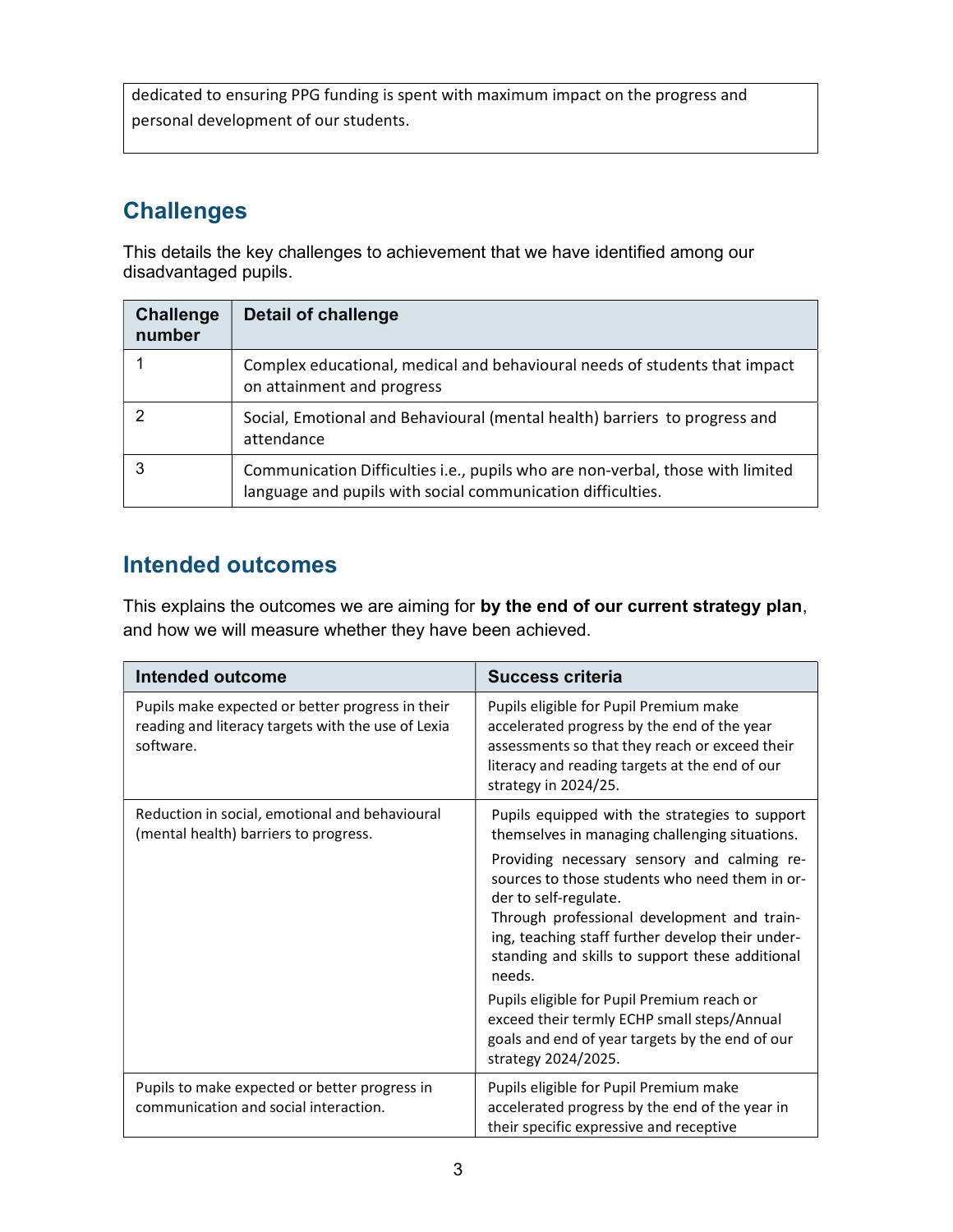| dedicated to ensuring PPG funding is spent with maximum impact on the progress and personal development of our students. |
|---|

## Challenges

This details the key challenges to achievement that we have identified among our disadvantaged pupils.

| Challenge number | Detail of challenge |
|---|---|
| 1 | Complex educational, medical and behavioural needs of students that impact on attainment and progress |
| 2 | Social, Emotional and Behavioural (mental health) barriers to progress and attendance |
| 3 | Communication Difficulties i.e., pupils who are non-verbal, those with limited language and pupils with social communication difficulties. |

## Intended outcomes

This explains the outcomes we are aiming for **by the end of our current strategy plan**, and how we will measure whether they have been achieved.

| Intended outcome | Success criteria |
|---|---|
| Pupils make expected or better progress in their reading and literacy targets with the use of Lexia software. | Pupils eligible for Pupil Premium make accelerated progress by the end of the year assessments so that they reach or exceed their literacy and reading targets at the end of our strategy in 2024/25. |
| Reduction in social, emotional and behavioural (mental health) barriers to progress. | Pupils equipped with the strategies to support themselves in managing challenging situations.<br>Providing necessary sensory and calming resources to those students who need them in order to self-regulate.<br>Through professional development and training, teaching staff further develop their understanding and skills to support these additional needs.<br>Pupils eligible for Pupil Premium reach or exceed their termly ECHP small steps/Annual goals and end of year targets by the end of our strategy 2024/2025. |
| Pupils to make expected or better progress in communication and social interaction. | Pupils eligible for Pupil Premium make accelerated progress by the end of the year in their specific expressive and receptive |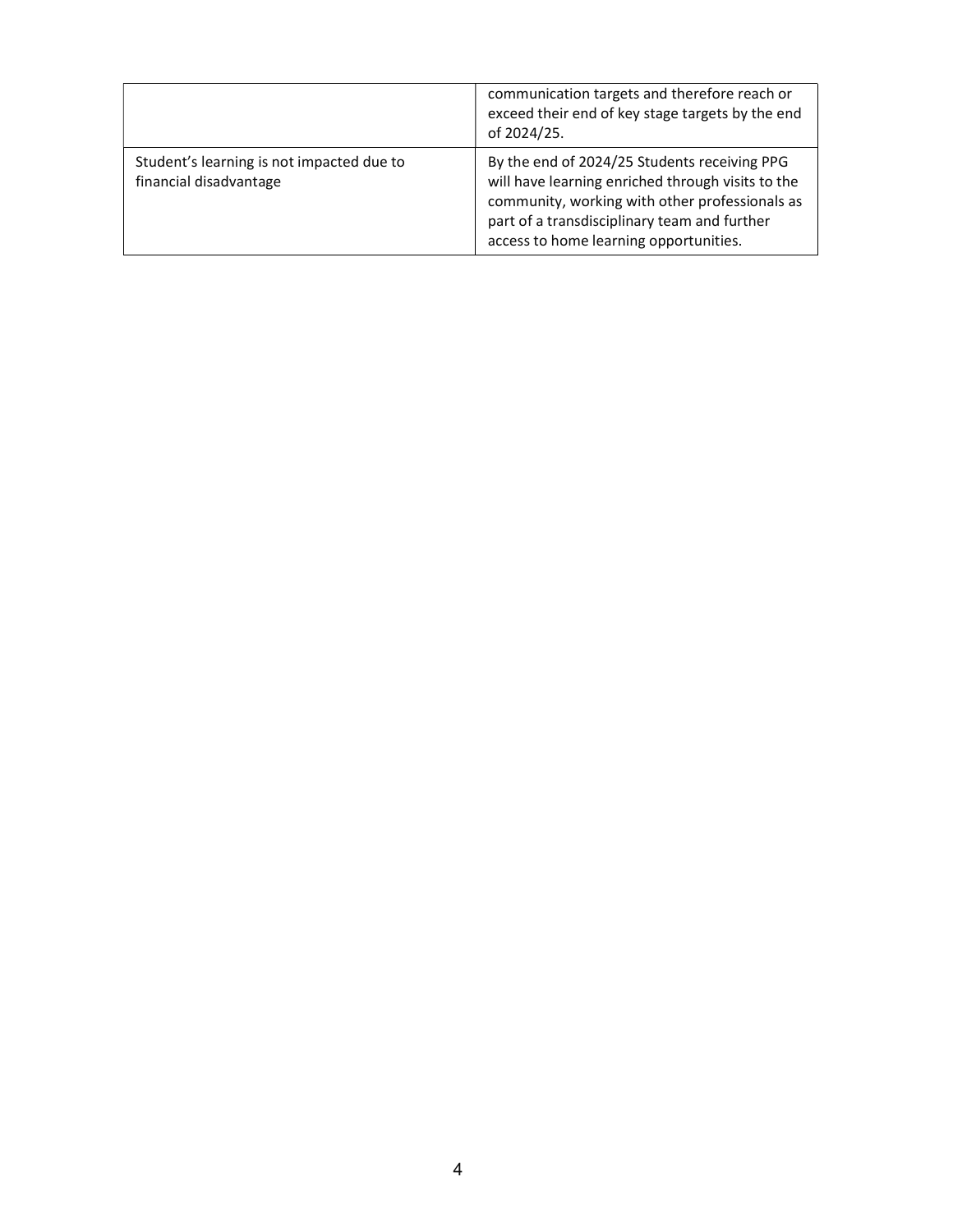| | |
|---|---|
| | communication targets and therefore reach or exceed their end of key stage targets by the end of 2024/25. |
| Student's learning is not impacted due to financial disadvantage | By the end of 2024/25 Students receiving PPG will have learning enriched through visits to the community, working with other professionals as part of a transdisciplinary team and further access to home learning opportunities. |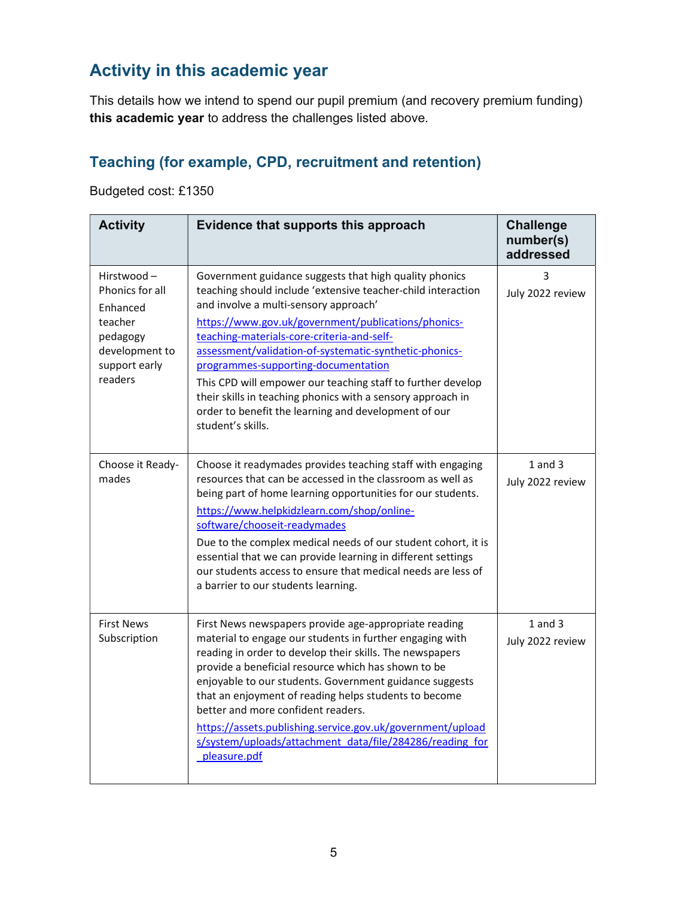## Activity in this academic year

This details how we intend to spend our pupil premium (and recovery premium funding) **this academic year** to address the challenges listed above.

### Teaching (for example, CPD, recruitment and retention)

Budgeted cost: £1350

| Activity | Evidence that supports this approach | Challenge number(s) addressed |
|---|---|---|
| Hirstwood – Phonics for all<br>Enhanced teacher pedagogy development to support early readers | Government guidance suggests that high quality phonics teaching should include 'extensive teacher-child interaction and involve a multi-sensory approach'<br>https://www.gov.uk/government/publications/phonics-teaching-materials-core-criteria-and-self-assessment/validation-of-systematic-synthetic-phonics-programmes-supporting-documentation<br>This CPD will empower our teaching staff to further develop their skills in teaching phonics with a sensory approach in order to benefit the learning and development of our student's skills. | 3<br>July 2022 review |
| Choose it Ready-mades | Choose it readymades provides teaching staff with engaging resources that can be accessed in the classroom as well as being part of home learning opportunities for our students.<br>https://www.helpkidzlearn.com/shop/online-software/chooseit-readymades<br>Due to the complex medical needs of our student cohort, it is essential that we can provide learning in different settings our students access to ensure that medical needs are less of a barrier to our students learning. | 1 and 3<br>July 2022 review |
| First News Subscription | First News newspapers provide age-appropriate reading material to engage our students in further engaging with reading in order to develop their skills. The newspapers provide a beneficial resource which has shown to be enjoyable to our students. Government guidance suggests that an enjoyment of reading helps students to become better and more confident readers.<br>https://assets.publishing.service.gov.uk/government/uploads/system/uploads/attachment_data/file/284286/reading_for_pleasure.pdf | 1 and 3<br>July 2022 review |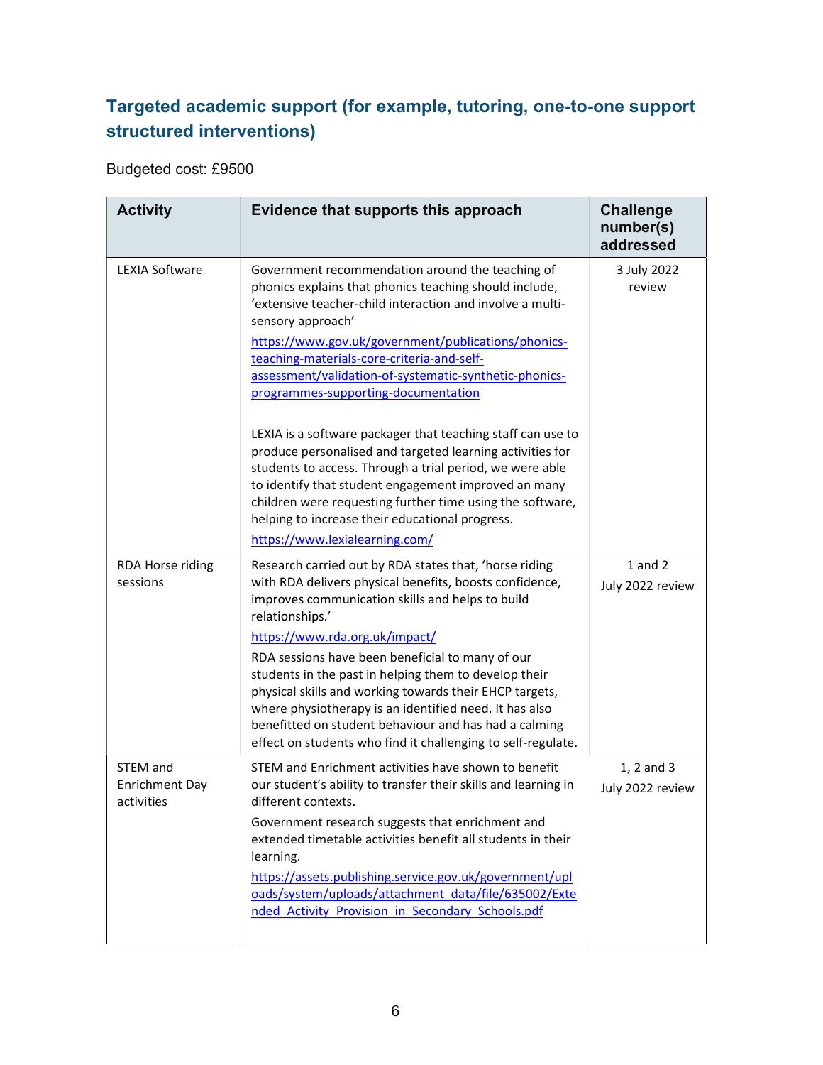## Targeted academic support (for example, tutoring, one-to-one support structured interventions)

Budgeted cost: £9500

| Activity | Evidence that supports this approach | Challenge number(s) addressed |
|---|---|---|
| LEXIA Software | Government recommendation around the teaching of phonics explains that phonics teaching should include, 'extensive teacher-child interaction and involve a multi-sensory approach'<br>[https://www.gov.uk/government/publications/phonics-teaching-materials-core-criteria-and-self-assessment/validation-of-systematic-synthetic-phonics-programmes-supporting-documentation](https://www.gov.uk/government/publications/phonics-teaching-materials-core-criteria-and-self-assessment/validation-of-systematic-synthetic-phonics-programmes-supporting-documentation)<br><br>LEXIA is a software packager that teaching staff can use to produce personalised and targeted learning activities for students to access. Through a trial period, we were able to identify that student engagement improved an many children were requesting further time using the software, helping to increase their educational progress.<br>[https://www.lexialearning.com/](https://www.lexialearning.com/) | 3 July 2022 review |
| RDA Horse riding sessions | Research carried out by RDA states that, 'horse riding with RDA delivers physical benefits, boosts confidence, improves communication skills and helps to build relationships.'<br>[https://www.rda.org.uk/impact/](https://www.rda.org.uk/impact/)<br>RDA sessions have been beneficial to many of our students in the past in helping them to develop their physical skills and working towards their EHCP targets, where physiotherapy is an identified need. It has also benefitted on student behaviour and has had a calming effect on students who find it challenging to self-regulate. | 1 and 2<br>July 2022 review |
| STEM and Enrichment Day activities | STEM and Enrichment activities have shown to benefit our student's ability to transfer their skills and learning in different contexts.<br>Government research suggests that enrichment and extended timetable activities benefit all students in their learning.<br>[https://assets.publishing.service.gov.uk/government/uploads/system/uploads/attachment_data/file/635002/Extended_Activity_Provision_in_Secondary_Schools.pdf](https://assets.publishing.service.gov.uk/government/uploads/system/uploads/attachment_data/file/635002/Extended_Activity_Provision_in_Secondary_Schools.pdf) | 1, 2 and 3<br>July 2022 review |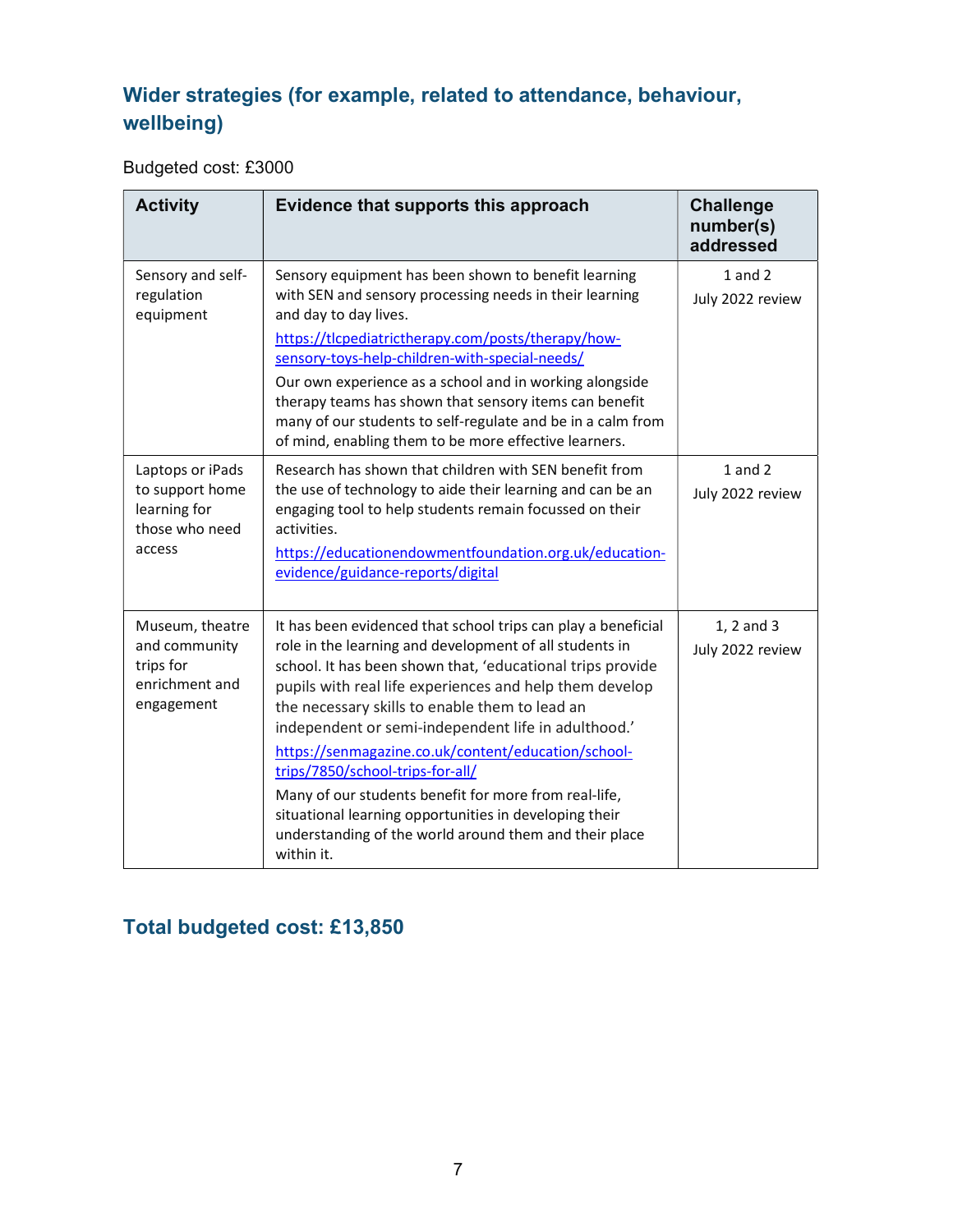## Wider strategies (for example, related to attendance, behaviour, wellbeing)

Budgeted cost: £3000

| Activity | Evidence that supports this approach | Challenge number(s) addressed |
|---|---|---|
| Sensory and self-regulation equipment | Sensory equipment has been shown to benefit learning with SEN and sensory processing needs in their learning and day to day lives.<br>https://tlcpediatrictherapy.com/posts/therapy/how-sensory-toys-help-children-with-special-needs/<br>Our own experience as a school and in working alongside therapy teams has shown that sensory items can benefit many of our students to self-regulate and be in a calm from of mind, enabling them to be more effective learners. | 1 and 2<br>July 2022 review |
| Laptops or iPads to support home learning for those who need access | Research has shown that children with SEN benefit from the use of technology to aide their learning and can be an engaging tool to help students remain focussed on their activities.<br>https://educationendowmentfoundation.org.uk/education-evidence/guidance-reports/digital | 1 and 2<br>July 2022 review |
| Museum, theatre and community trips for enrichment and engagement | It has been evidenced that school trips can play a beneficial role in the learning and development of all students in school. It has been shown that, 'educational trips provide pupils with real life experiences and help them develop the necessary skills to enable them to lead an independent or semi-independent life in adulthood.'<br>https://senmagazine.co.uk/content/education/school-trips/7850/school-trips-for-all/<br>Many of our students benefit for more from real-life, situational learning opportunities in developing their understanding of the world around them and their place within it. | 1, 2 and 3<br>July 2022 review |

## Total budgeted cost: £13,850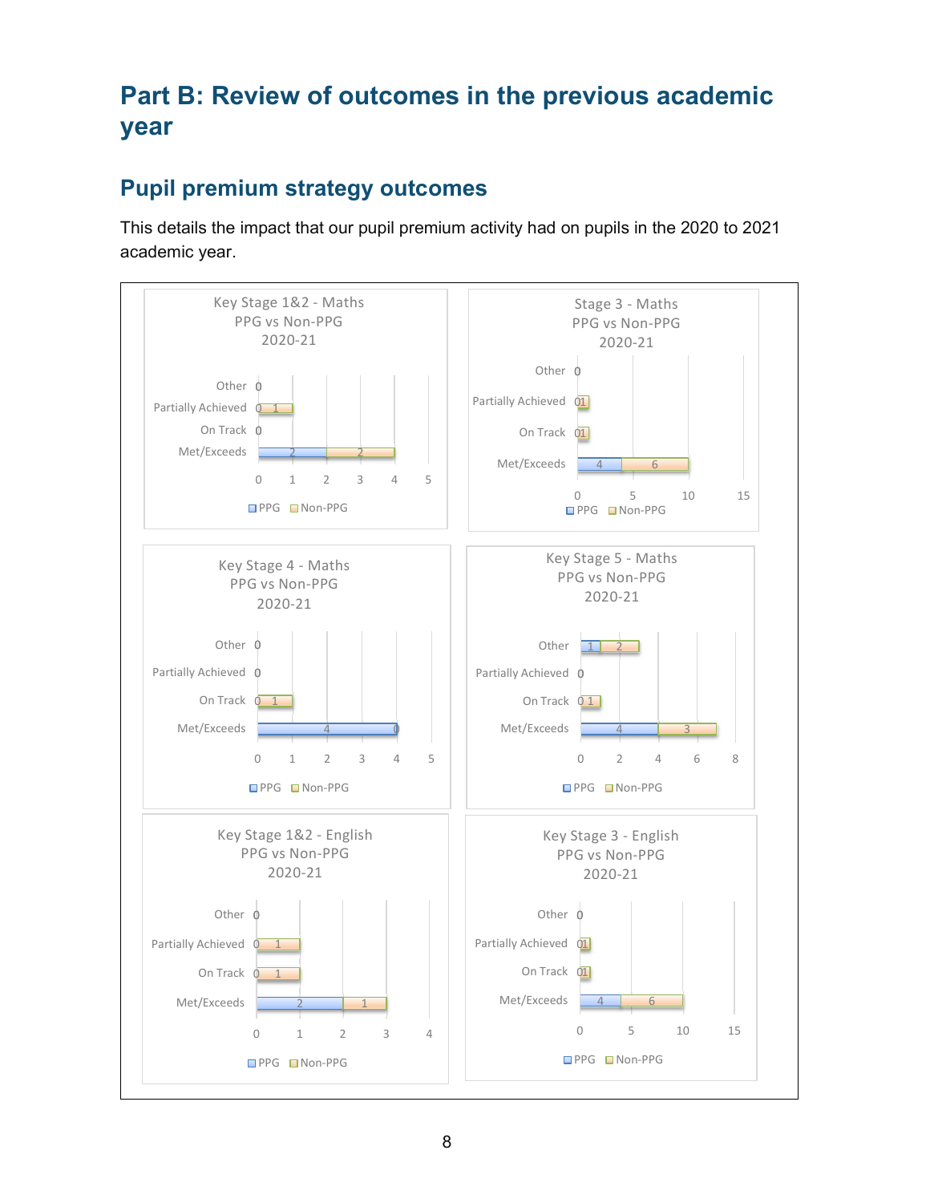# Part B: Review of outcomes in the previous academic year

## Pupil premium strategy outcomes

This details the impact that our pupil premium activity had on pupils in the 2020 to 2021 academic year.

**Key Stage 1&2 - Maths PPG vs Non-PPG 2020-21**

| | PPG | Non-PPG |
|---|---|---|
| Other | 0 | |
| Partially Achieved | 0 | 1 |
| On Track | 0 | |
| Met/Exceeds | 2 | 2 |

**Stage 3 - Maths PPG vs Non-PPG 2020-21**

| | PPG | Non-PPG |
|---|---|---|
| Other | 0 | |
| Partially Achieved | 0 | 1 |
| On Track | 0 | 1 |
| Met/Exceeds | 4 | 6 |

**Key Stage 4 - Maths PPG vs Non-PPG 2020-21**

| | PPG | Non-PPG |
|---|---|---|
| Other | 0 | |
| Partially Achieved | 0 | |
| On Track | 0 | 1 |
| Met/Exceeds | 4 | 0 |

**Key Stage 5 - Maths PPG vs Non-PPG 2020-21**

| | PPG | Non-PPG |
|---|---|---|
| Other | 1 | 2 |
| Partially Achieved | 0 | |
| On Track | 0 | 1 |
| Met/Exceeds | 4 | 3 |

**Key Stage 1&2 - English PPG vs Non-PPG 2020-21**

| | PPG | Non-PPG |
|---|---|---|
| Other | 0 | |
| Partially Achieved | 0 | 1 |
| On Track | 0 | 1 |
| Met/Exceeds | 2 | 1 |

**Key Stage 3 - English PPG vs Non-PPG 2020-21**

| | PPG | Non-PPG |
|---|---|---|
| Other | 0 | |
| Partially Achieved | 0 | 1 |
| On Track | 0 | 1 |
| Met/Exceeds | 4 | 6 |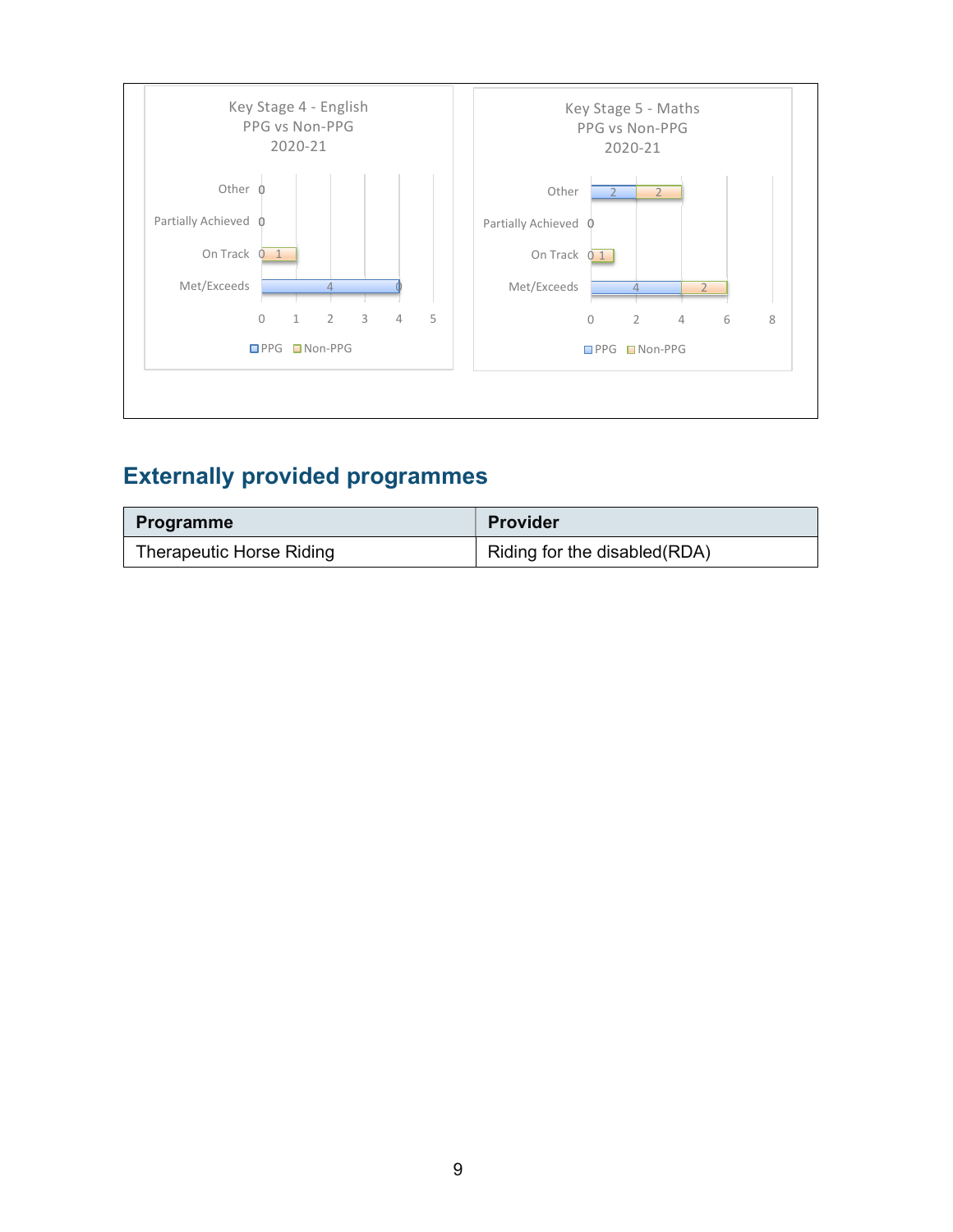**Key Stage 4 - English PPG vs Non-PPG 2020-21**

| | PPG | Non-PPG |
|---|---|---|
| Other | 0 | |
| Partially Achieved | 0 | |
| On Track | 0 | 1 |
| Met/Exceeds | 4 | 0 |

**Key Stage 5 - Maths PPG vs Non-PPG 2020-21**

| | PPG | Non-PPG |
|---|---|---|
| Other | 2 | 2 |
| Partially Achieved | 0 | |
| On Track | 0 | 1 |
| Met/Exceeds | 4 | 2 |

## Externally provided programmes

| Programme | Provider |
|---|---|
| Therapeutic Horse Riding | Riding for the disabled(RDA) |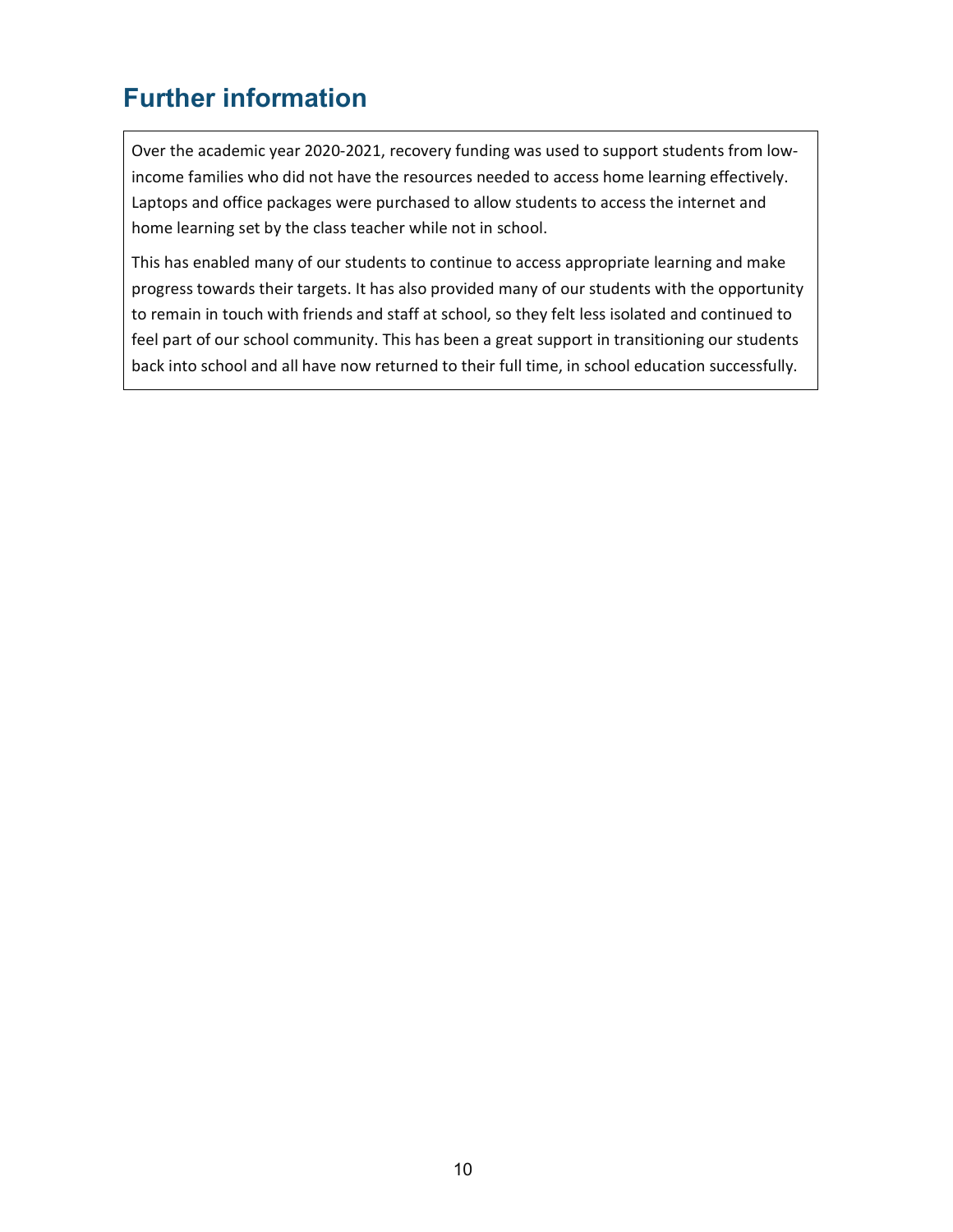## Further information

Over the academic year 2020-2021, recovery funding was used to support students from low-income families who did not have the resources needed to access home learning effectively. Laptops and office packages were purchased to allow students to access the internet and home learning set by the class teacher while not in school.

This has enabled many of our students to continue to access appropriate learning and make progress towards their targets. It has also provided many of our students with the opportunity to remain in touch with friends and staff at school, so they felt less isolated and continued to feel part of our school community. This has been a great support in transitioning our students back into school and all have now returned to their full time, in school education successfully.